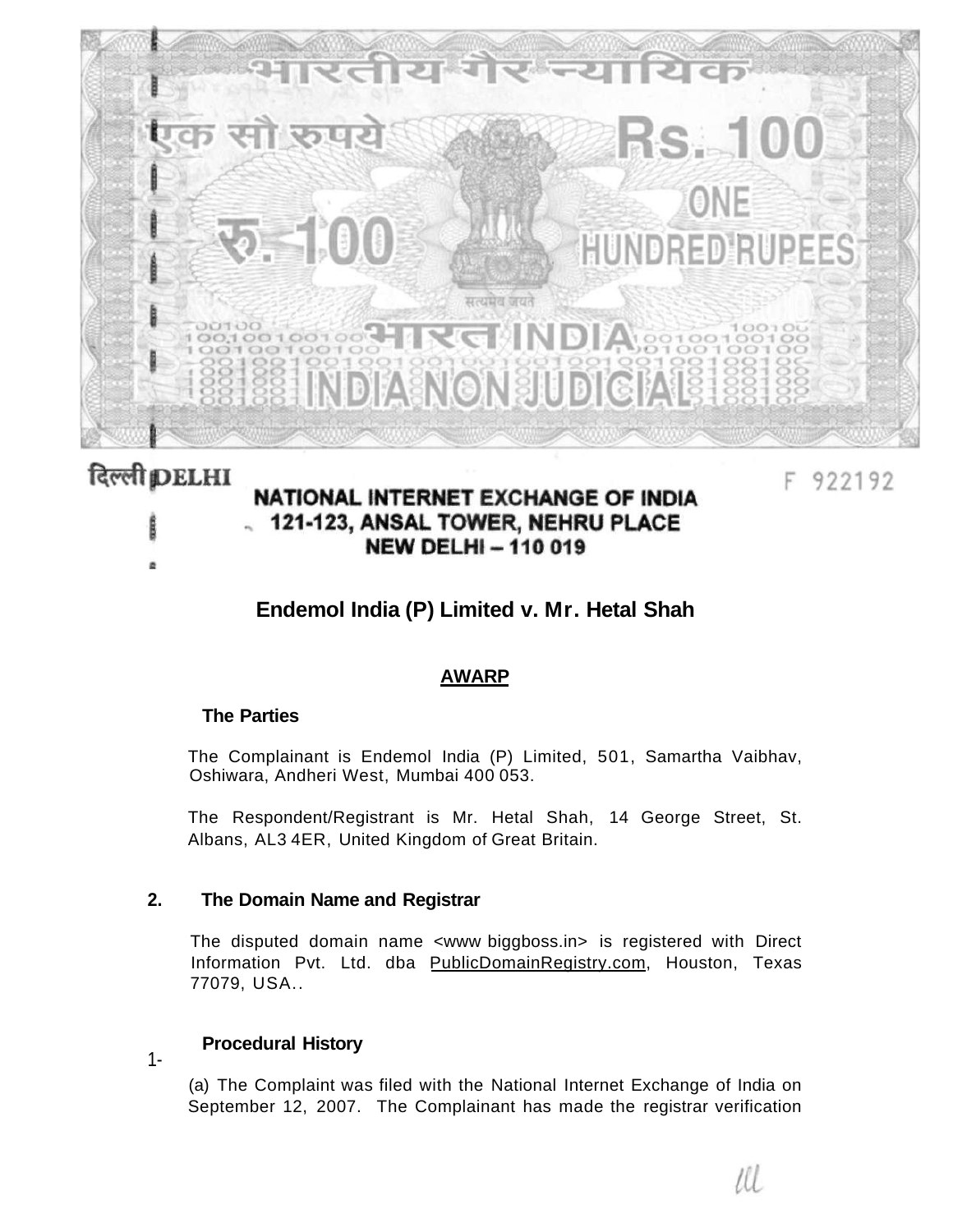भारतीय गैर न्यायिक

एक सौ रुपये Rs. 100

रु. 100 ONE HUNDRED RUPEES

सत्यमेव जयते

भारत INDIA

INDIA NON JUDICIAL

दिल्ली DELHI

F 922192

**NATIONAL INTERNET EXCHANGE OF INDIA**
**121-123, ANSAL TOWER, NEHRU PLACE**
**NEW DELHI – 110 019**

# Endemol India (P) Limited v. Mr. Hetal Shah

## AWARP

### The Parties

The Complainant is Endemol India (P) Limited, 501, Samartha Vaibhav, Oshiwara, Andheri West, Mumbai 400 053.

The Respondent/Registrant is Mr. Hetal Shah, 14 George Street, St. Albans, AL3 4ER, United Kingdom of Great Britain.

### 2. The Domain Name and Registrar

The disputed domain name <www biggboss.in> is registered with Direct Information Pvt. Ltd. dba PublicDomainRegistry.com, Houston, Texas 77079, USA..

### 1- Procedural History

(a) The Complaint was filed with the National Internet Exchange of India on September 12, 2007. The Complainant has made the registrar verification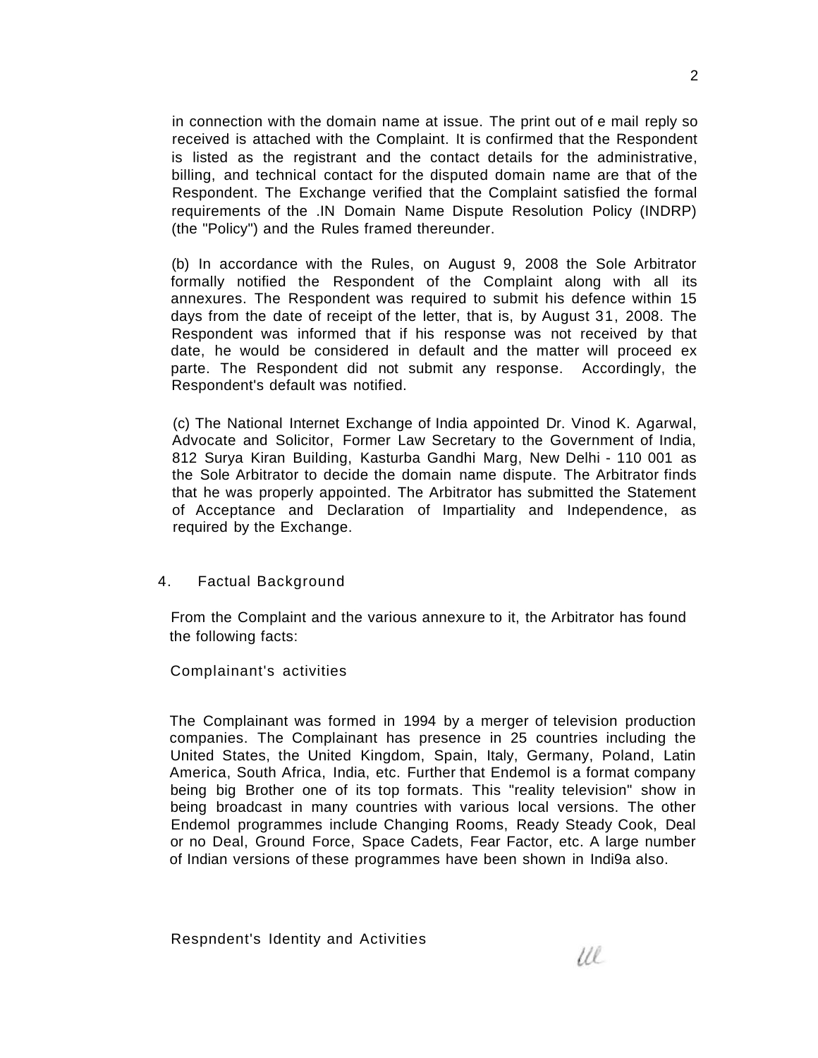in connection with the domain name at issue. The print out of e mail reply so received is attached with the Complaint. It is confirmed that the Respondent is listed as the registrant and the contact details for the administrative, billing, and technical contact for the disputed domain name are that of the Respondent. The Exchange verified that the Complaint satisfied the formal requirements of the .IN Domain Name Dispute Resolution Policy (INDRP) (the "Policy") and the Rules framed thereunder.

(b) In accordance with the Rules, on August 9, 2008 the Sole Arbitrator formally notified the Respondent of the Complaint along with all its annexures. The Respondent was required to submit his defence within 15 days from the date of receipt of the letter, that is, by August 31, 2008. The Respondent was informed that if his response was not received by that date, he would be considered in default and the matter will proceed ex parte. The Respondent did not submit any response. Accordingly, the Respondent's default was notified.

(c) The National Internet Exchange of India appointed Dr. Vinod K. Agarwal, Advocate and Solicitor, Former Law Secretary to the Government of India, 812 Surya Kiran Building, Kasturba Gandhi Marg, New Delhi - 110 001 as the Sole Arbitrator to decide the domain name dispute. The Arbitrator finds that he was properly appointed. The Arbitrator has submitted the Statement of Acceptance and Declaration of Impartiality and Independence, as required by the Exchange.

## 4. Factual Background

From the Complaint and the various annexure to it, the Arbitrator has found the following facts:

### Complainant's activities

The Complainant was formed in 1994 by a merger of television production companies. The Complainant has presence in 25 countries including the United States, the United Kingdom, Spain, Italy, Germany, Poland, Latin America, South Africa, India, etc. Further that Endemol is a format company being big Brother one of its top formats. This "reality television" show in being broadcast in many countries with various local versions. The other Endemol programmes include Changing Rooms, Ready Steady Cook, Deal or no Deal, Ground Force, Space Cadets, Fear Factor, etc. A large number of Indian versions of these programmes have been shown in Indi9a also.

### Respndent's Identity and Activities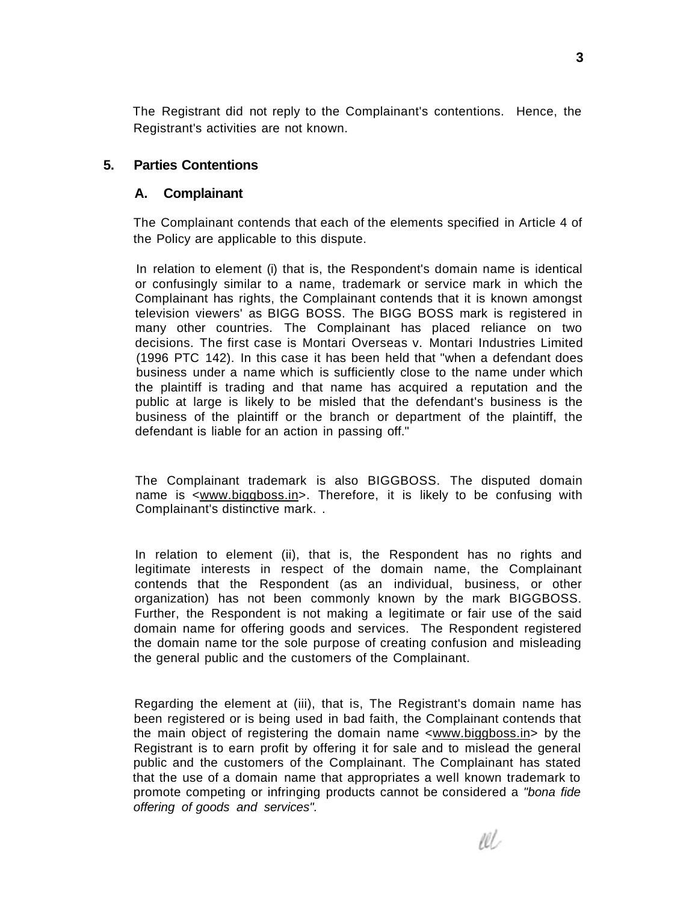The Registrant did not reply to the Complainant's contentions. Hence, the Registrant's activities are not known.

## 5. Parties Contentions

### A. Complainant

The Complainant contends that each of the elements specified in Article 4 of the Policy are applicable to this dispute.

In relation to element (i) that is, the Respondent's domain name is identical or confusingly similar to a name, trademark or service mark in which the Complainant has rights, the Complainant contends that it is known amongst television viewers' as BIGG BOSS. The BIGG BOSS mark is registered in many other countries. The Complainant has placed reliance on two decisions. The first case is Montari Overseas v. Montari Industries Limited (1996 PTC 142). In this case it has been held that "when a defendant does business under a name which is sufficiently close to the name under which the plaintiff is trading and that name has acquired a reputation and the public at large is likely to be misled that the defendant's business is the business of the plaintiff or the branch or department of the plaintiff, the defendant is liable for an action in passing off."

The Complainant trademark is also BIGGBOSS. The disputed domain name is <www.biggboss.in>. Therefore, it is likely to be confusing with Complainant's distinctive mark. .

In relation to element (ii), that is, the Respondent has no rights and legitimate interests in respect of the domain name, the Complainant contends that the Respondent (as an individual, business, or other organization) has not been commonly known by the mark BIGGBOSS. Further, the Respondent is not making a legitimate or fair use of the said domain name for offering goods and services. The Respondent registered the domain name tor the sole purpose of creating confusion and misleading the general public and the customers of the Complainant.

Regarding the element at (iii), that is, The Registrant's domain name has been registered or is being used in bad faith, the Complainant contends that the main object of registering the domain name <www.biggboss.in> by the Registrant is to earn profit by offering it for sale and to mislead the general public and the customers of the Complainant. The Complainant has stated that the use of a domain name that appropriates a well known trademark to promote competing or infringing products cannot be considered a *"bona fide offering of goods and services".*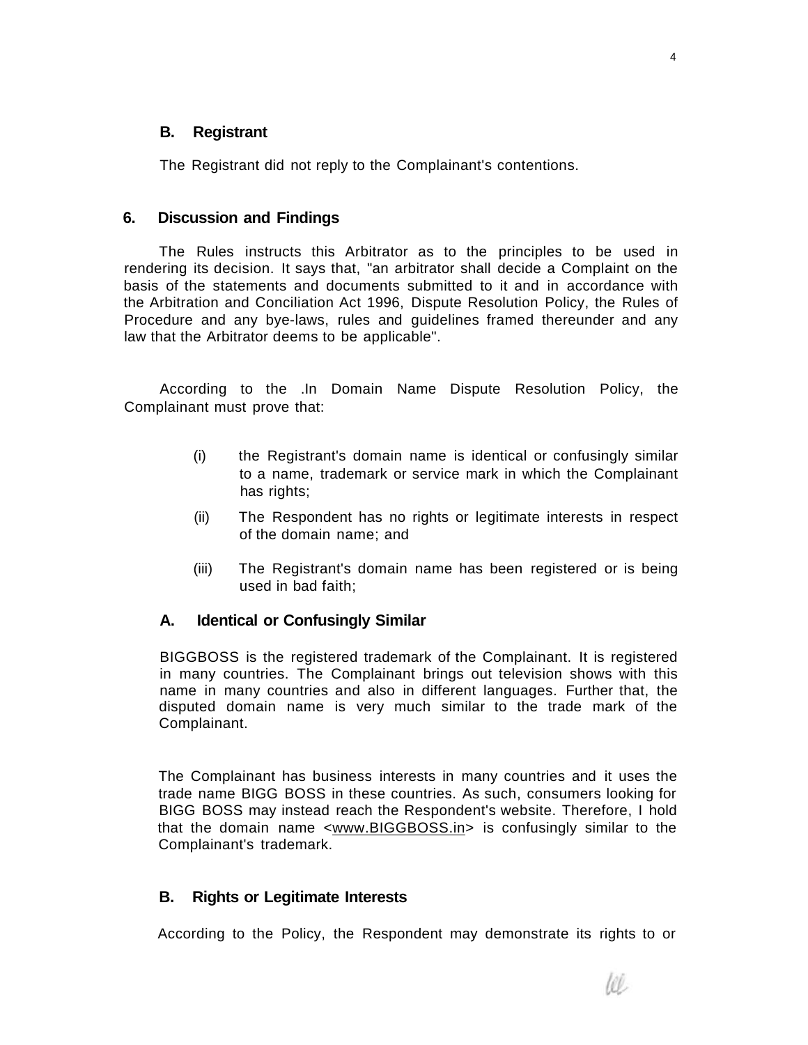### B. Registrant

The Registrant did not reply to the Complainant's contentions.

## 6. Discussion and Findings

The Rules instructs this Arbitrator as to the principles to be used in rendering its decision. It says that, "an arbitrator shall decide a Complaint on the basis of the statements and documents submitted to it and in accordance with the Arbitration and Conciliation Act 1996, Dispute Resolution Policy, the Rules of Procedure and any bye-laws, rules and guidelines framed thereunder and any law that the Arbitrator deems to be applicable".

According to the .In Domain Name Dispute Resolution Policy, the Complainant must prove that:

(i) the Registrant's domain name is identical or confusingly similar to a name, trademark or service mark in which the Complainant has rights;

(ii) The Respondent has no rights or legitimate interests in respect of the domain name; and

(iii) The Registrant's domain name has been registered or is being used in bad faith;

### A. Identical or Confusingly Similar

BIGGBOSS is the registered trademark of the Complainant. It is registered in many countries. The Complainant brings out television shows with this name in many countries and also in different languages. Further that, the disputed domain name is very much similar to the trade mark of the Complainant.

The Complainant has business interests in many countries and it uses the trade name BIGG BOSS in these countries. As such, consumers looking for BIGG BOSS may instead reach the Respondent's website. Therefore, I hold that the domain name <www.BIGGBOSS.in> is confusingly similar to the Complainant's trademark.

### B. Rights or Legitimate Interests

According to the Policy, the Respondent may demonstrate its rights to or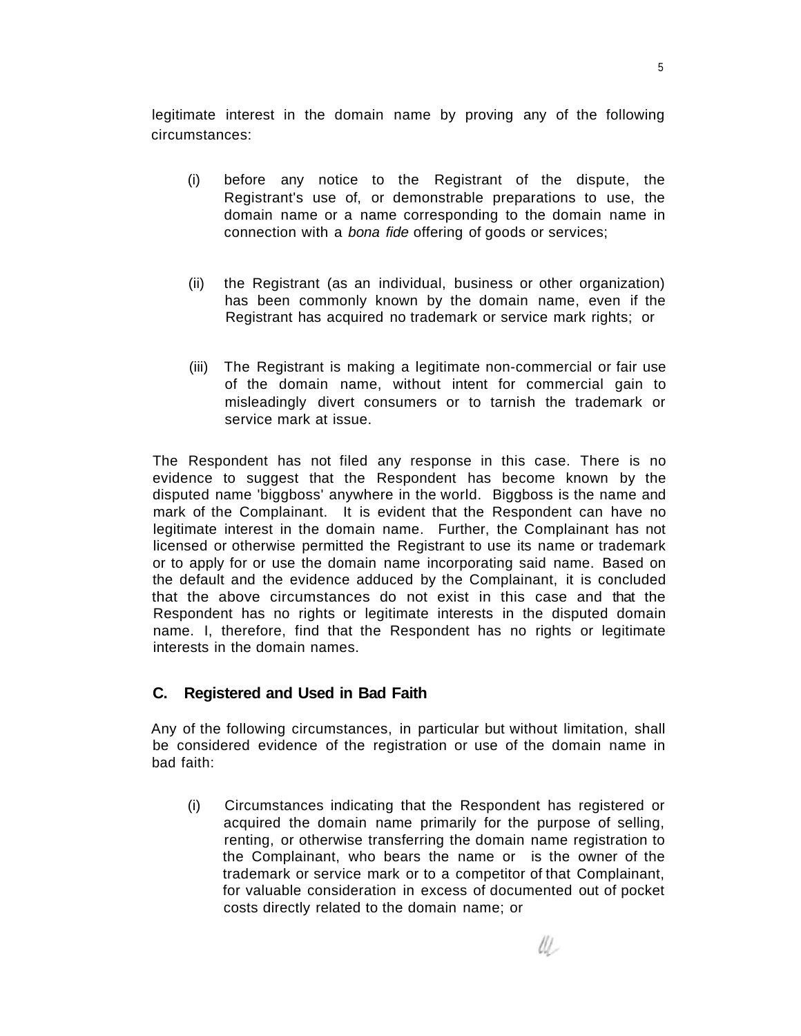legitimate interest in the domain name by proving any of the following circumstances:

(i) before any notice to the Registrant of the dispute, the Registrant's use of, or demonstrable preparations to use, the domain name or a name corresponding to the domain name in connection with a *bona fide* offering of goods or services;

(ii) the Registrant (as an individual, business or other organization) has been commonly known by the domain name, even if the Registrant has acquired no trademark or service mark rights; or

(iii) The Registrant is making a legitimate non-commercial or fair use of the domain name, without intent for commercial gain to misleadingly divert consumers or to tarnish the trademark or service mark at issue.

The Respondent has not filed any response in this case. There is no evidence to suggest that the Respondent has become known by the disputed name 'biggboss' anywhere in the world. Biggboss is the name and mark of the Complainant. It is evident that the Respondent can have no legitimate interest in the domain name. Further, the Complainant has not licensed or otherwise permitted the Registrant to use its name or trademark or to apply for or use the domain name incorporating said name. Based on the default and the evidence adduced by the Complainant, it is concluded that the above circumstances do not exist in this case and that the Respondent has no rights or legitimate interests in the disputed domain name. I, therefore, find that the Respondent has no rights or legitimate interests in the domain names.

### C. Registered and Used in Bad Faith

Any of the following circumstances, in particular but without limitation, shall be considered evidence of the registration or use of the domain name in bad faith:

(i) Circumstances indicating that the Respondent has registered or acquired the domain name primarily for the purpose of selling, renting, or otherwise transferring the domain name registration to the Complainant, who bears the name or is the owner of the trademark or service mark or to a competitor of that Complainant, for valuable consideration in excess of documented out of pocket costs directly related to the domain name; or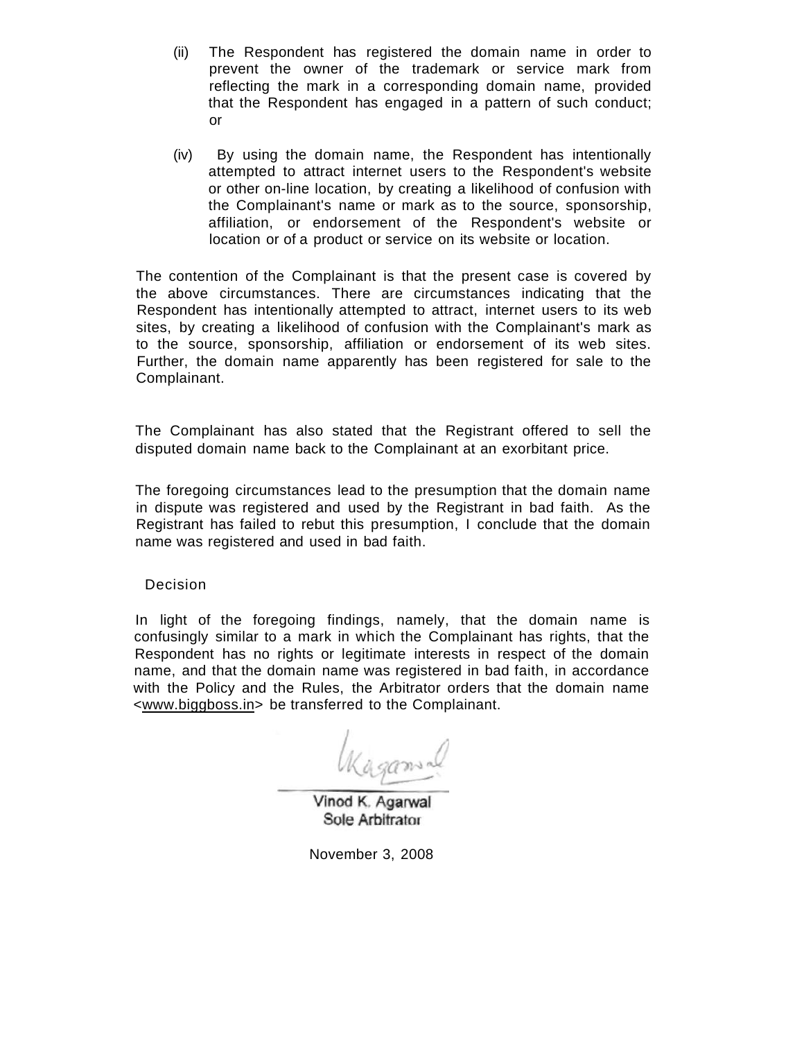(ii) The Respondent has registered the domain name in order to prevent the owner of the trademark or service mark from reflecting the mark in a corresponding domain name, provided that the Respondent has engaged in a pattern of such conduct; or

(iv) By using the domain name, the Respondent has intentionally attempted to attract internet users to the Respondent's website or other on-line location, by creating a likelihood of confusion with the Complainant's name or mark as to the source, sponsorship, affiliation, or endorsement of the Respondent's website or location or of a product or service on its website or location.

The contention of the Complainant is that the present case is covered by the above circumstances. There are circumstances indicating that the Respondent has intentionally attempted to attract, internet users to its web sites, by creating a likelihood of confusion with the Complainant's mark as to the source, sponsorship, affiliation or endorsement of its web sites. Further, the domain name apparently has been registered for sale to the Complainant.

The Complainant has also stated that the Registrant offered to sell the disputed domain name back to the Complainant at an exorbitant price.

The foregoing circumstances lead to the presumption that the domain name in dispute was registered and used by the Registrant in bad faith. As the Registrant has failed to rebut this presumption, I conclude that the domain name was registered and used in bad faith.

## Decision

In light of the foregoing findings, namely, that the domain name is confusingly similar to a mark in which the Complainant has rights, that the Respondent has no rights or legitimate interests in respect of the domain name, and that the domain name was registered in bad faith, in accordance with the Policy and the Rules, the Arbitrator orders that the domain name <www.biggboss.in> be transferred to the Complainant.

Vinod K. Agarwal
Sole Arbitrator

November 3, 2008